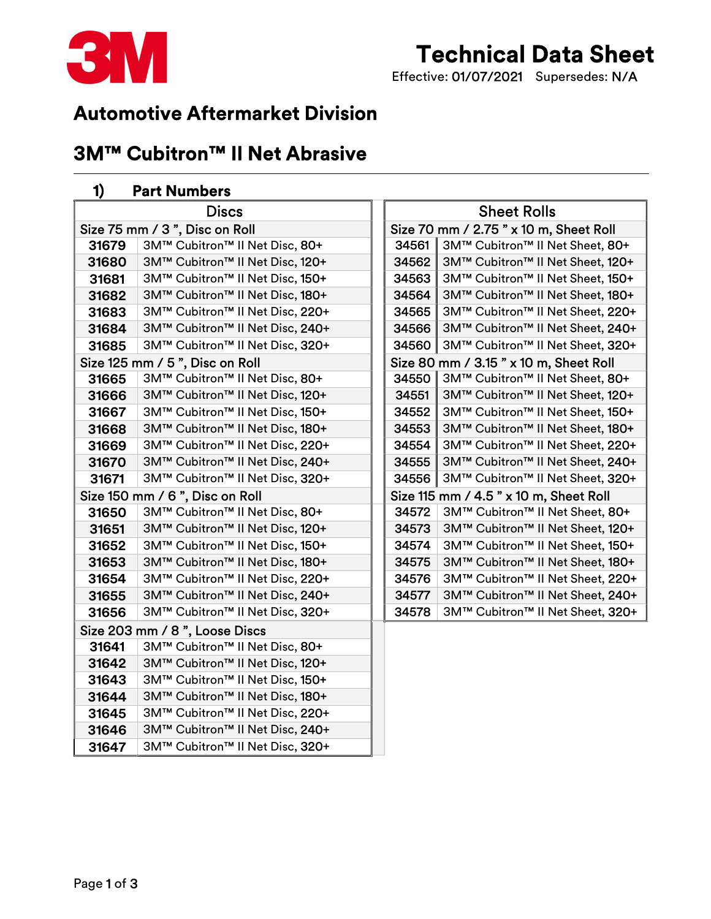# Technical Data Sheet

Effective: 01/07/2021 Supersedes: N/A

## Automotive Aftermarket Division

## 3M™ Cubitron™ II Net Abrasive

### 1) Part Numbers

| Discs | |
|---|---|
| **Size 75 mm / 3 ", Disc on Roll** | |
| **31679** | 3M™ Cubitron™ II Net Disc, 80+ |
| **31680** | 3M™ Cubitron™ II Net Disc, 120+ |
| **31681** | 3M™ Cubitron™ II Net Disc, 150+ |
| **31682** | 3M™ Cubitron™ II Net Disc, 180+ |
| **31683** | 3M™ Cubitron™ II Net Disc, 220+ |
| **31684** | 3M™ Cubitron™ II Net Disc, 240+ |
| **31685** | 3M™ Cubitron™ II Net Disc, 320+ |
| **Size 125 mm / 5 ", Disc on Roll** | |
| **31665** | 3M™ Cubitron™ II Net Disc, 80+ |
| **31666** | 3M™ Cubitron™ II Net Disc, 120+ |
| **31667** | 3M™ Cubitron™ II Net Disc, 150+ |
| **31668** | 3M™ Cubitron™ II Net Disc, 180+ |
| **31669** | 3M™ Cubitron™ II Net Disc, 220+ |
| **31670** | 3M™ Cubitron™ II Net Disc, 240+ |
| **31671** | 3M™ Cubitron™ II Net Disc, 320+ |
| **Size 150 mm / 6 ", Disc on Roll** | |
| **31650** | 3M™ Cubitron™ II Net Disc, 80+ |
| **31651** | 3M™ Cubitron™ II Net Disc, 120+ |
| **31652** | 3M™ Cubitron™ II Net Disc, 150+ |
| **31653** | 3M™ Cubitron™ II Net Disc, 180+ |
| **31654** | 3M™ Cubitron™ II Net Disc, 220+ |
| **31655** | 3M™ Cubitron™ II Net Disc, 240+ |
| **31656** | 3M™ Cubitron™ II Net Disc, 320+ |
| **Size 203 mm / 8 ", Loose Discs** | |
| **31641** | 3M™ Cubitron™ II Net Disc, 80+ |
| **31642** | 3M™ Cubitron™ II Net Disc, 120+ |
| **31643** | 3M™ Cubitron™ II Net Disc, 150+ |
| **31644** | 3M™ Cubitron™ II Net Disc, 180+ |
| **31645** | 3M™ Cubitron™ II Net Disc, 220+ |
| **31646** | 3M™ Cubitron™ II Net Disc, 240+ |
| **31647** | 3M™ Cubitron™ II Net Disc, 320+ |

| Sheet Rolls | |
|---|---|
| **Size 70 mm / 2.75 " x 10 m, Sheet Roll** | |
| 34561 | 3M™ Cubitron™ II Net Sheet, 80+ |
| 34562 | 3M™ Cubitron™ II Net Sheet, 120+ |
| 34563 | 3M™ Cubitron™ II Net Sheet, 150+ |
| 34564 | 3M™ Cubitron™ II Net Sheet, 180+ |
| 34565 | 3M™ Cubitron™ II Net Sheet, 220+ |
| 34566 | 3M™ Cubitron™ II Net Sheet, 240+ |
| 34560 | 3M™ Cubitron™ II Net Sheet, 320+ |
| **Size 80 mm / 3.15 " x 10 m, Sheet Roll** | |
| 34550 | 3M™ Cubitron™ II Net Sheet, 80+ |
| 34551 | 3M™ Cubitron™ II Net Sheet, 120+ |
| 34552 | 3M™ Cubitron™ II Net Sheet, 150+ |
| 34553 | 3M™ Cubitron™ II Net Sheet, 180+ |
| 34554 | 3M™ Cubitron™ II Net Sheet, 220+ |
| 34555 | 3M™ Cubitron™ II Net Sheet, 240+ |
| 34556 | 3M™ Cubitron™ II Net Sheet, 320+ |
| **Size 115 mm / 4.5 " x 10 m, Sheet Roll** | |
| 34572 | 3M™ Cubitron™ II Net Sheet, 80+ |
| 34573 | 3M™ Cubitron™ II Net Sheet, 120+ |
| 34574 | 3M™ Cubitron™ II Net Sheet, 150+ |
| 34575 | 3M™ Cubitron™ II Net Sheet, 180+ |
| 34576 | 3M™ Cubitron™ II Net Sheet, 220+ |
| 34577 | 3M™ Cubitron™ II Net Sheet, 240+ |
| 34578 | 3M™ Cubitron™ II Net Sheet, 320+ |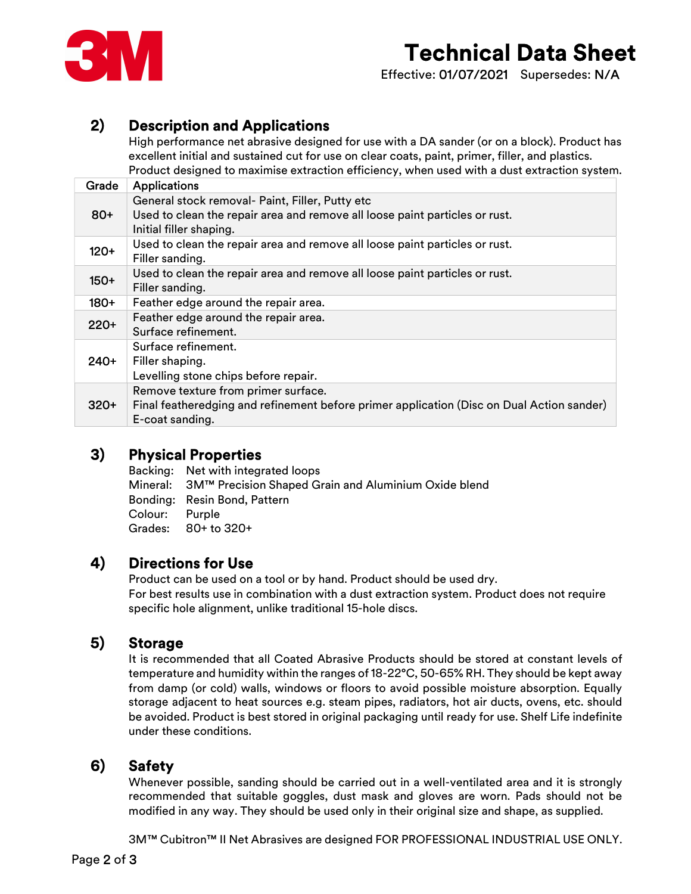# Technical Data Sheet

Effective: 01/07/2021 Supersedes: N/A

## 2) Description and Applications

High performance net abrasive designed for use with a DA sander (or on a block). Product has excellent initial and sustained cut for use on clear coats, paint, primer, filler, and plastics. Product designed to maximise extraction efficiency, when used with a dust extraction system.

| Grade | Applications |
|---|---|
| 80+ | General stock removal- Paint, Filler, Putty etc<br>Used to clean the repair area and remove all loose paint particles or rust.<br>Initial filler shaping. |
| 120+ | Used to clean the repair area and remove all loose paint particles or rust.<br>Filler sanding. |
| 150+ | Used to clean the repair area and remove all loose paint particles or rust.<br>Filler sanding. |
| 180+ | Feather edge around the repair area. |
| 220+ | Feather edge around the repair area.<br>Surface refinement. |
| 240+ | Surface refinement.<br>Filler shaping.<br>Levelling stone chips before repair. |
| 320+ | Remove texture from primer surface.<br>Final featheredging and refinement before primer application (Disc on Dual Action sander)<br>E-coat sanding. |

## 3) Physical Properties

Backing: Net with integrated loops
Mineral: 3M™ Precision Shaped Grain and Aluminium Oxide blend
Bonding: Resin Bond, Pattern
Colour: Purple
Grades: 80+ to 320+

## 4) Directions for Use

Product can be used on a tool or by hand. Product should be used dry.
For best results use in combination with a dust extraction system. Product does not require specific hole alignment, unlike traditional 15-hole discs.

## 5) Storage

It is recommended that all Coated Abrasive Products should be stored at constant levels of temperature and humidity within the ranges of 18-22°C, 50-65% RH. They should be kept away from damp (or cold) walls, windows or floors to avoid possible moisture absorption. Equally storage adjacent to heat sources e.g. steam pipes, radiators, hot air ducts, ovens, etc. should be avoided. Product is best stored in original packaging until ready for use. Shelf Life indefinite under these conditions.

## 6) Safety

Whenever possible, sanding should be carried out in a well-ventilated area and it is strongly recommended that suitable goggles, dust mask and gloves are worn. Pads should not be modified in any way. They should be used only in their original size and shape, as supplied.

3M™ Cubitron™ II Net Abrasives are designed FOR PROFESSIONAL INDUSTRIAL USE ONLY.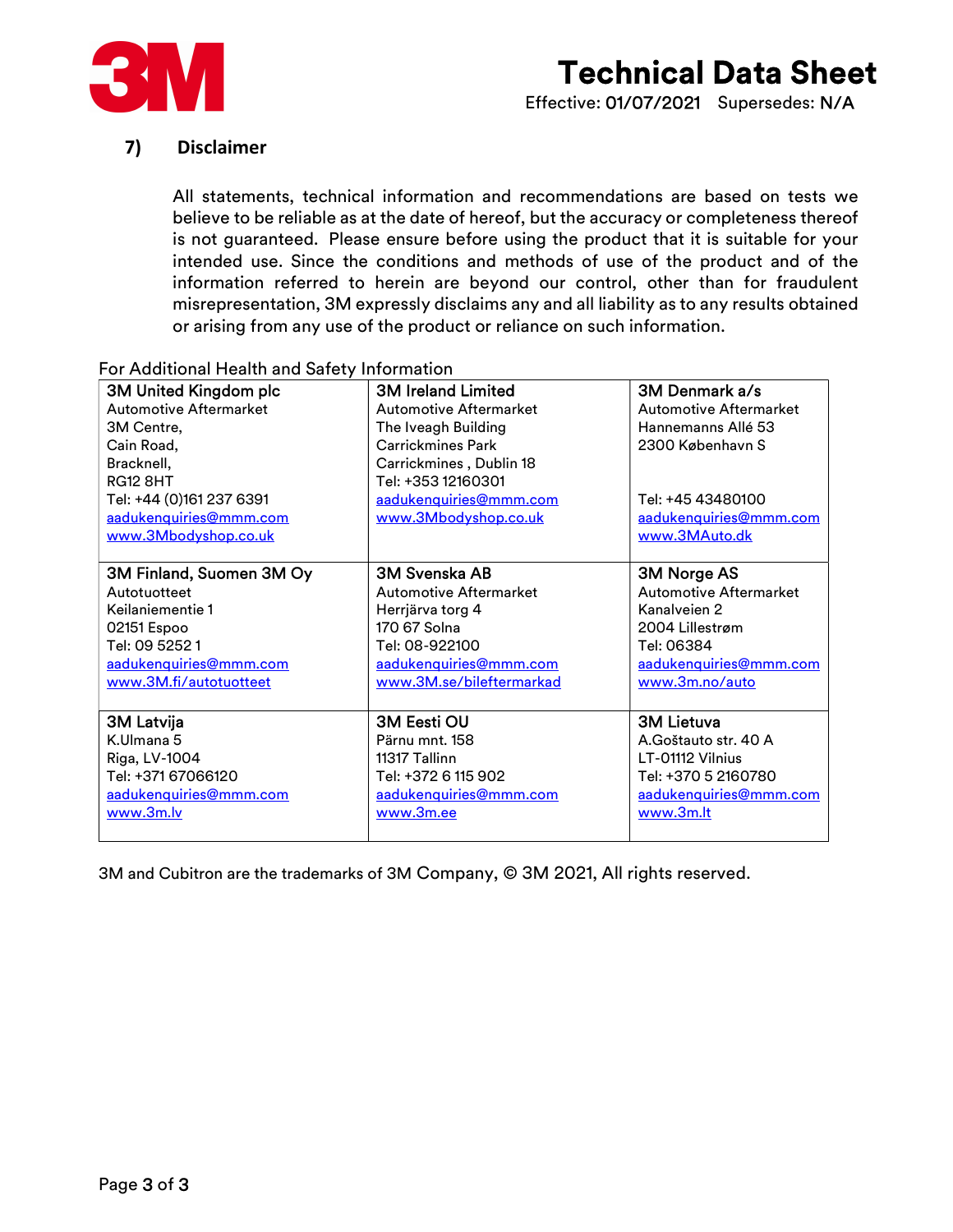## 7) Disclaimer

All statements, technical information and recommendations are based on tests we believe to be reliable as at the date of hereof, but the accuracy or completeness thereof is not guaranteed. Please ensure before using the product that it is suitable for your intended use. Since the conditions and methods of use of the product and of the information referred to herein are beyond our control, other than for fraudulent misrepresentation, 3M expressly disclaims any and all liability as to any results obtained or arising from any use of the product or reliance on such information.

For Additional Health and Safety Information

| | | |
|---|---|---|
| **3M United Kingdom plc**<br>Automotive Aftermarket<br>3M Centre,<br>Cain Road,<br>Bracknell,<br>RG12 8HT<br>Tel: +44 (0)161 237 6391<br>aadukenquiries@mmm.com<br>www.3Mbodyshop.co.uk | **3M Ireland Limited**<br>Automotive Aftermarket<br>The Iveagh Building<br>Carrickmines Park<br>Carrickmines , Dublin 18<br>Tel: +353 12160301<br>aadukenquiries@mmm.com<br>www.3Mbodyshop.co.uk | **3M Denmark a/s**<br>Automotive Aftermarket<br>Hannemanns Allé 53<br>2300 København S<br><br>Tel: +45 43480100<br>aadukenquiries@mmm.com<br>www.3MAuto.dk |
| **3M Finland, Suomen 3M Oy**<br>Autotuotteet<br>Keilaniementie 1<br>02151 Espoo<br>Tel: 09 5252 1<br>aadukenquiries@mmm.com<br>www.3M.fi/autotuotteet | **3M Svenska AB**<br>Automotive Aftermarket<br>Herrjärva torg 4<br>170 67 Solna<br>Tel: 08-922100<br>aadukenquiries@mmm.com<br>www.3M.se/bileftermarkad | **3M Norge AS**<br>Automotive Aftermarket<br>Kanalveien 2<br>2004 Lillestrøm<br>Tel: 06384<br>aadukenquiries@mmm.com<br>www.3m.no/auto |
| **3M Latvija**<br>K.Ulmana 5<br>Riga, LV-1004<br>Tel: +371 67066120<br>aadukenquiries@mmm.com<br>www.3m.lv | **3M Eesti OU**<br>Pärnu mnt. 158<br>11317 Tallinn<br>Tel: +372 6 115 902<br>aadukenquiries@mmm.com<br>www.3m.ee | **3M Lietuva**<br>A.Goštauto str. 40 A<br>LT-01112 Vilnius<br>Tel: +370 5 2160780<br>aadukenquiries@mmm.com<br>www.3m.lt |

3M and Cubitron are the trademarks of 3M Company, © 3M 2021, All rights reserved.